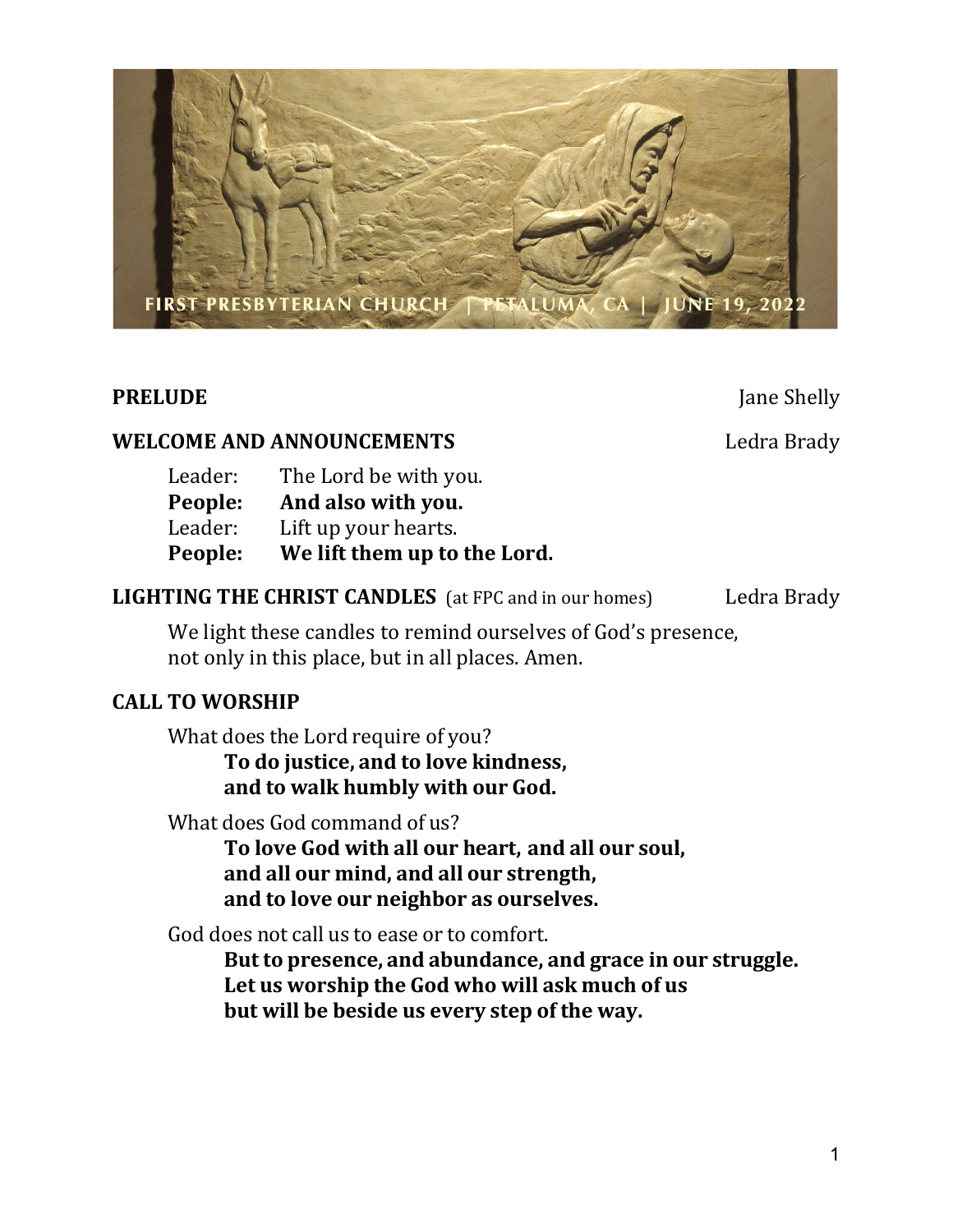FIRST PRESBYTERIAN CHURCH | PETALUMA, CA | JUNE 19, 2022

**PRELUDE** Jane Shelly

**WELCOME AND ANNOUNCEMENTS** Ledra Brady

Leader: The Lord be with you.
**People: And also with you.**
Leader: Lift up your hearts.
**People: We lift them up to the Lord.**

**LIGHTING THE CHRIST CANDLES** (at FPC and in our homes) Ledra Brady

We light these candles to remind ourselves of God's presence, not only in this place, but in all places. Amen.

**CALL TO WORSHIP**

What does the Lord require of you?
**To do justice, and to love kindness,**
**and to walk humbly with our God.**

What does God command of us?
**To love God with all our heart, and all our soul,**
**and all our mind, and all our strength,**
**and to love our neighbor as ourselves.**

God does not call us to ease or to comfort.
**But to presence, and abundance, and grace in our struggle.**
**Let us worship the God who will ask much of us**
**but will be beside us every step of the way.**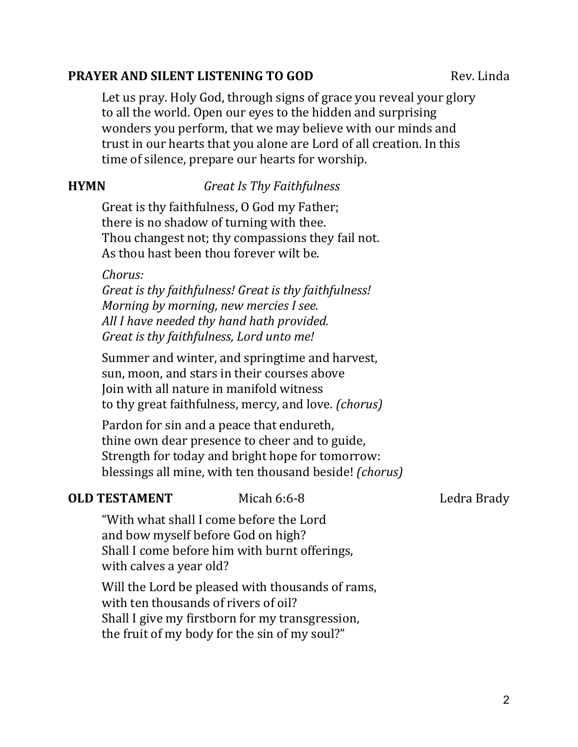**PRAYER AND SILENT LISTENING TO GOD** Rev. Linda

Let us pray. Holy God, through signs of grace you reveal your glory to all the world. Open our eyes to the hidden and surprising wonders you perform, that we may believe with our minds and trust in our hearts that you alone are Lord of all creation. In this time of silence, prepare our hearts for worship.

**HYMN** *Great Is Thy Faithfulness*

Great is thy faithfulness, O God my Father;
there is no shadow of turning with thee.
Thou changest not; thy compassions they fail not.
As thou hast been thou forever wilt be.

*Chorus:*
*Great is thy faithfulness! Great is thy faithfulness!*
*Morning by morning, new mercies I see.*
*All I have needed thy hand hath provided.*
*Great is thy faithfulness, Lord unto me!*

Summer and winter, and springtime and harvest,
sun, moon, and stars in their courses above
Join with all nature in manifold witness
to thy great faithfulness, mercy, and love. *(chorus)*

Pardon for sin and a peace that endureth,
thine own dear presence to cheer and to guide,
Strength for today and bright hope for tomorrow:
blessings all mine, with ten thousand beside! *(chorus)*

**OLD TESTAMENT** Micah 6:6-8 Ledra Brady

"With what shall I come before the Lord
and bow myself before God on high?
Shall I come before him with burnt offerings,
with calves a year old?

Will the Lord be pleased with thousands of rams,
with ten thousands of rivers of oil?
Shall I give my firstborn for my transgression,
the fruit of my body for the sin of my soul?"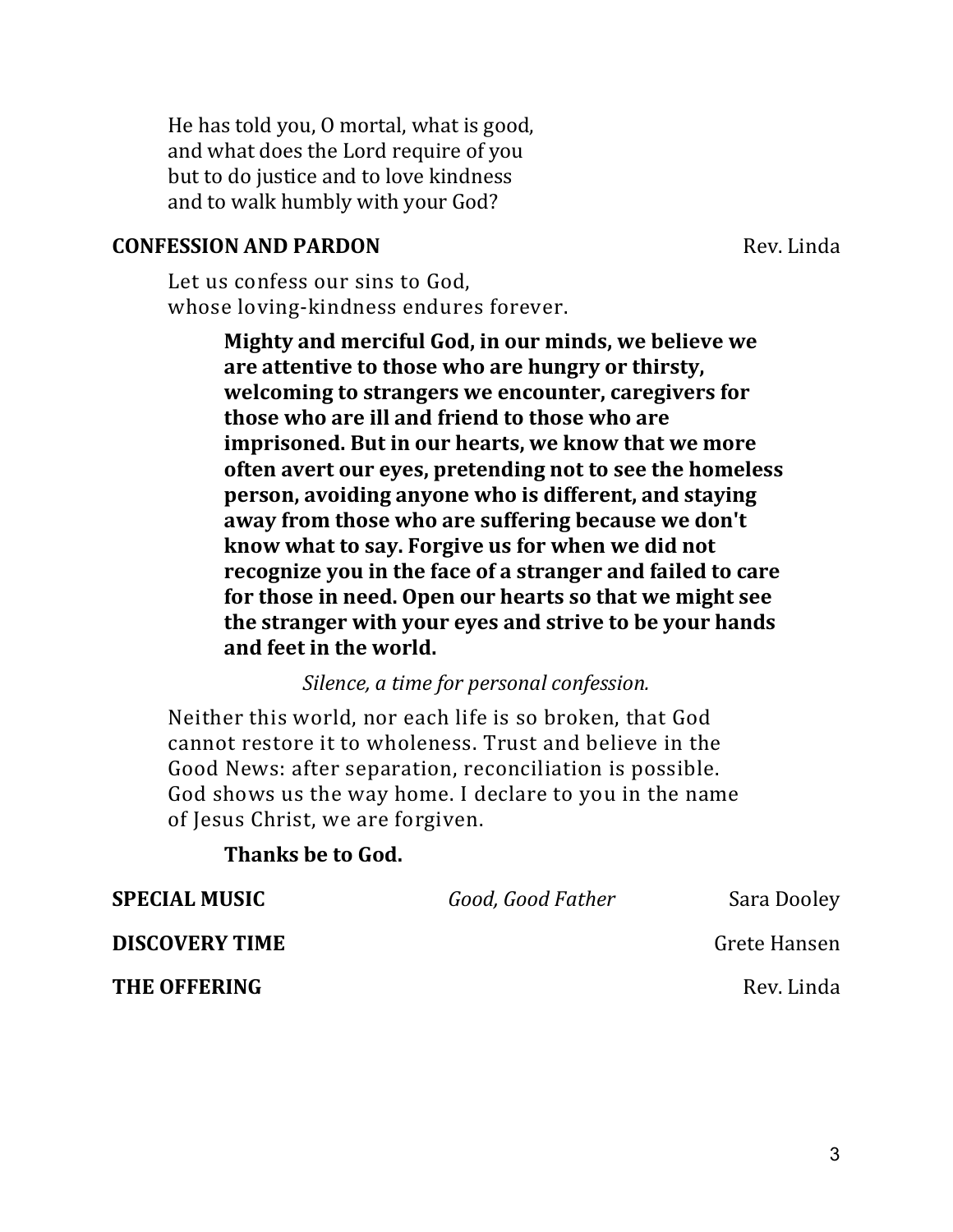He has told you, O mortal, what is good,  
and what does the Lord require of you  
but to do justice and to love kindness  
and to walk humbly with your God?

**CONFESSION AND PARDON** Rev. Linda

Let us confess our sins to God,  
whose loving-kindness endures forever.

> **Mighty and merciful God, in our minds, we believe we are attentive to those who are hungry or thirsty, welcoming to strangers we encounter, caregivers for those who are ill and friend to those who are imprisoned. But in our hearts, we know that we more often avert our eyes, pretending not to see the homeless person, avoiding anyone who is different, and staying away from those who are suffering because we don't know what to say. Forgive us for when we did not recognize you in the face of a stranger and failed to care for those in need. Open our hearts so that we might see the stranger with your eyes and strive to be your hands and feet in the world.**

*Silence, a time for personal confession.*

Neither this world, nor each life is so broken, that God cannot restore it to wholeness. Trust and believe in the Good News: after separation, reconciliation is possible. God shows us the way home. I declare to you in the name of Jesus Christ, we are forgiven.

> **Thanks be to God.**

**SPECIAL MUSIC** *Good, Good Father* Sara Dooley

**DISCOVERY TIME** Grete Hansen

**THE OFFERING** Rev. Linda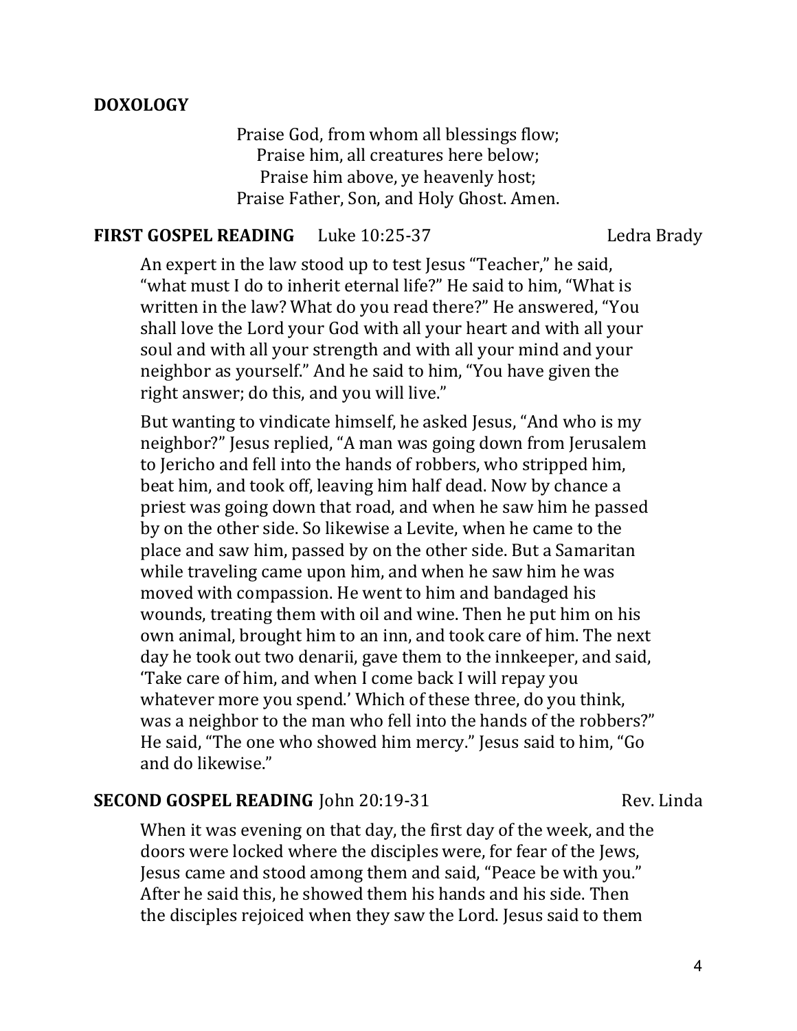**DOXOLOGY**

Praise God, from whom all blessings flow;
Praise him, all creatures here below;
Praise him above, ye heavenly host;
Praise Father, Son, and Holy Ghost. Amen.

**FIRST GOSPEL READING** Luke 10:25-37 Ledra Brady

An expert in the law stood up to test Jesus "Teacher," he said, "what must I do to inherit eternal life?" He said to him, "What is written in the law? What do you read there?" He answered, "You shall love the Lord your God with all your heart and with all your soul and with all your strength and with all your mind and your neighbor as yourself." And he said to him, "You have given the right answer; do this, and you will live."

But wanting to vindicate himself, he asked Jesus, "And who is my neighbor?" Jesus replied, "A man was going down from Jerusalem to Jericho and fell into the hands of robbers, who stripped him, beat him, and took off, leaving him half dead. Now by chance a priest was going down that road, and when he saw him he passed by on the other side. So likewise a Levite, when he came to the place and saw him, passed by on the other side. But a Samaritan while traveling came upon him, and when he saw him he was moved with compassion. He went to him and bandaged his wounds, treating them with oil and wine. Then he put him on his own animal, brought him to an inn, and took care of him. The next day he took out two denarii, gave them to the innkeeper, and said, 'Take care of him, and when I come back I will repay you whatever more you spend.' Which of these three, do you think, was a neighbor to the man who fell into the hands of the robbers?" He said, "The one who showed him mercy." Jesus said to him, "Go and do likewise."

**SECOND GOSPEL READING** John 20:19-31 Rev. Linda

When it was evening on that day, the first day of the week, and the doors were locked where the disciples were, for fear of the Jews, Jesus came and stood among them and said, "Peace be with you." After he said this, he showed them his hands and his side. Then the disciples rejoiced when they saw the Lord. Jesus said to them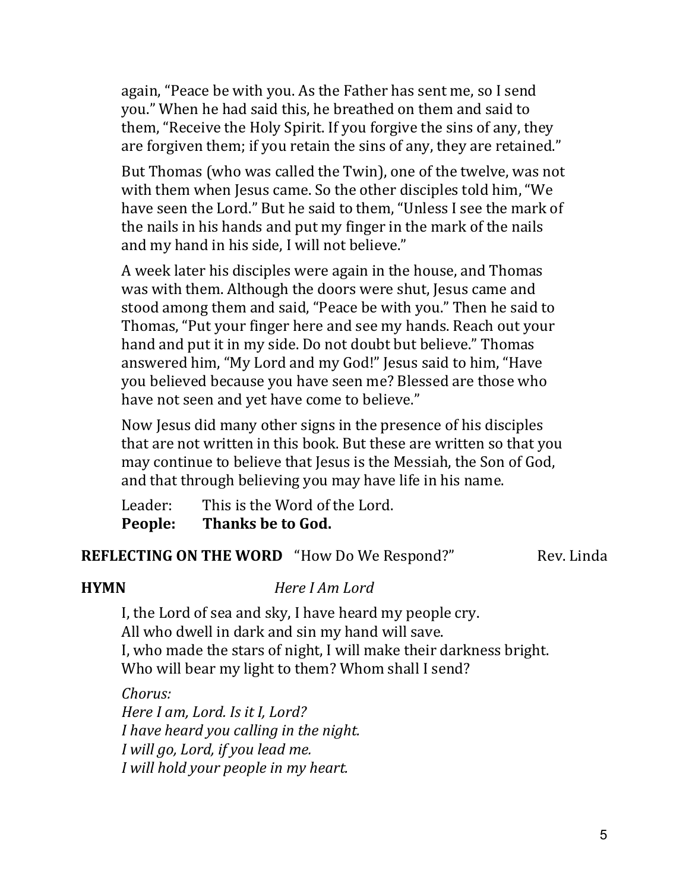again, "Peace be with you. As the Father has sent me, so I send you." When he had said this, he breathed on them and said to them, "Receive the Holy Spirit. If you forgive the sins of any, they are forgiven them; if you retain the sins of any, they are retained."

But Thomas (who was called the Twin), one of the twelve, was not with them when Jesus came. So the other disciples told him, "We have seen the Lord." But he said to them, "Unless I see the mark of the nails in his hands and put my finger in the mark of the nails and my hand in his side, I will not believe."

A week later his disciples were again in the house, and Thomas was with them. Although the doors were shut, Jesus came and stood among them and said, "Peace be with you." Then he said to Thomas, "Put your finger here and see my hands. Reach out your hand and put it in my side. Do not doubt but believe." Thomas answered him, "My Lord and my God!" Jesus said to him, "Have you believed because you have seen me? Blessed are those who have not seen and yet have come to believe."

Now Jesus did many other signs in the presence of his disciples that are not written in this book. But these are written so that you may continue to believe that Jesus is the Messiah, the Son of God, and that through believing you may have life in his name.

Leader: This is the Word of the Lord.
**People: Thanks be to God.**

**REFLECTING ON THE WORD** "How Do We Respond?" Rev. Linda

**HYMN** *Here I Am Lord*

I, the Lord of sea and sky, I have heard my people cry.
All who dwell in dark and sin my hand will save.
I, who made the stars of night, I will make their darkness bright.
Who will bear my light to them? Whom shall I send?

*Chorus:*
*Here I am, Lord. Is it I, Lord?*
*I have heard you calling in the night.*
*I will go, Lord, if you lead me.*
*I will hold your people in my heart.*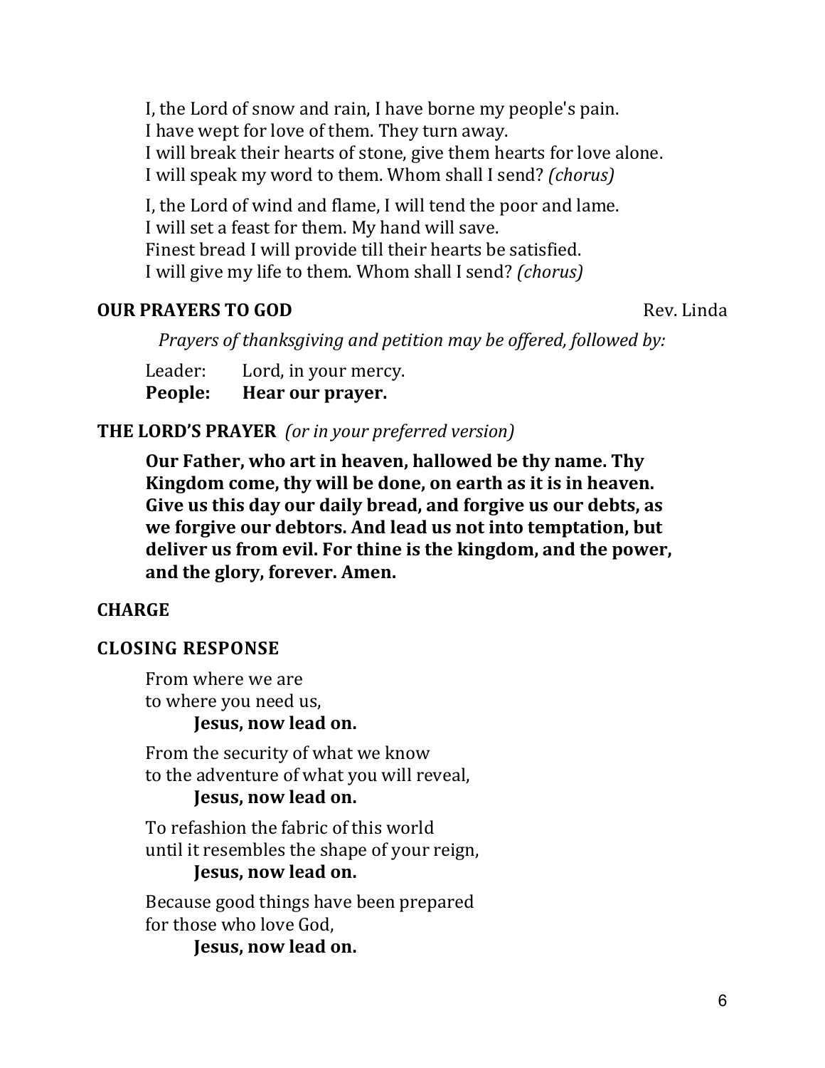I, the Lord of snow and rain, I have borne my people's pain.
I have wept for love of them. They turn away.
I will break their hearts of stone, give them hearts for love alone.
I will speak my word to them. Whom shall I send? *(chorus)*

I, the Lord of wind and flame, I will tend the poor and lame.
I will set a feast for them. My hand will save.
Finest bread I will provide till their hearts be satisfied.
I will give my life to them. Whom shall I send? *(chorus)*

**OUR PRAYERS TO GOD** Rev. Linda

*Prayers of thanksgiving and petition may be offered, followed by:*

Leader: Lord, in your mercy.
**People: Hear our prayer.**

**THE LORD'S PRAYER** *(or in your preferred version)*

**Our Father, who art in heaven, hallowed be thy name. Thy Kingdom come, thy will be done, on earth as it is in heaven. Give us this day our daily bread, and forgive us our debts, as we forgive our debtors. And lead us not into temptation, but deliver us from evil. For thine is the kingdom, and the power, and the glory, forever. Amen.**

**CHARGE**

**CLOSING RESPONSE**

From where we are
to where you need us,
**Jesus, now lead on.**

From the security of what we know
to the adventure of what you will reveal,
**Jesus, now lead on.**

To refashion the fabric of this world
until it resembles the shape of your reign,
**Jesus, now lead on.**

Because good things have been prepared
for those who love God,
**Jesus, now lead on.**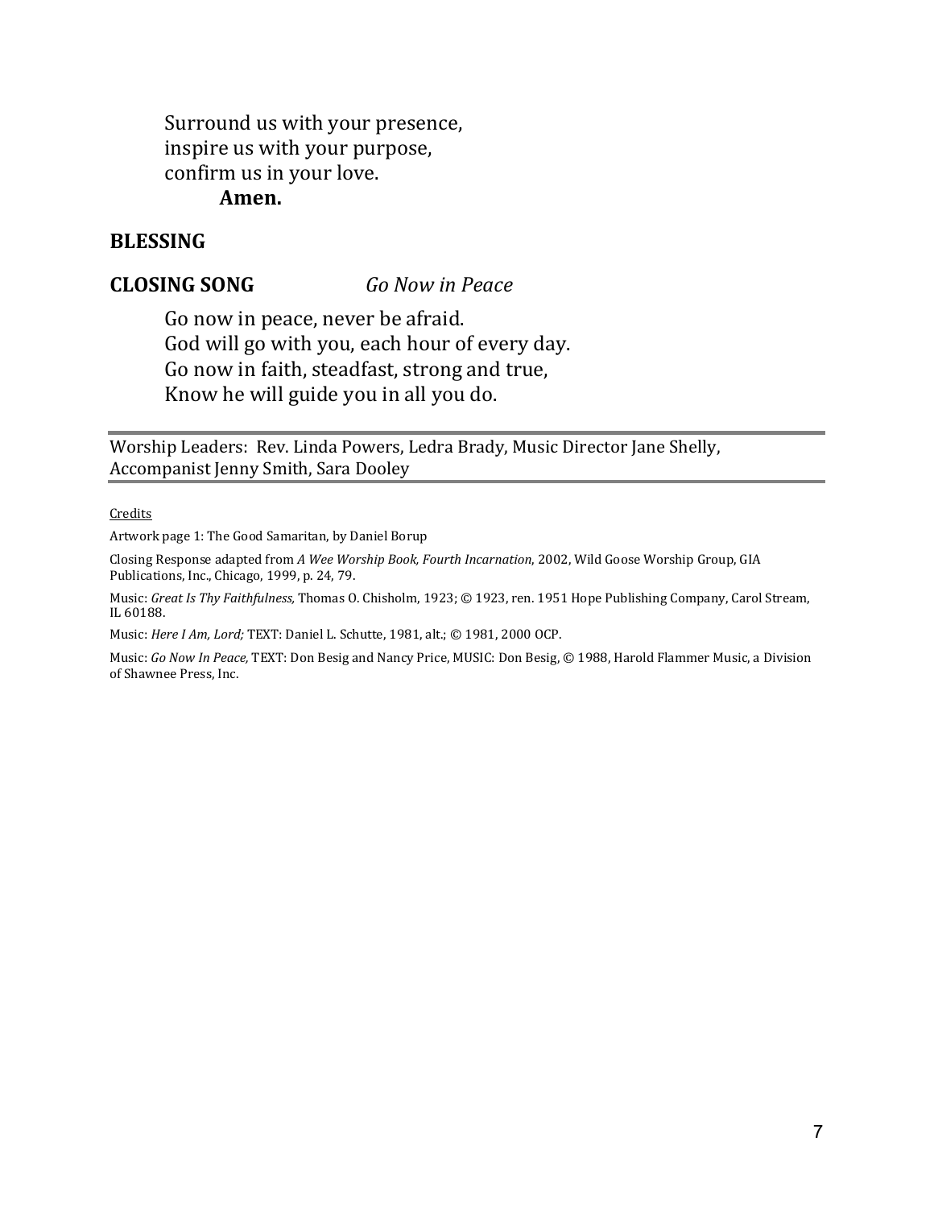Surround us with your presence,
inspire us with your purpose,
confirm us in your love.
**Amen.**

## BLESSING

## CLOSING SONG *Go Now in Peace*

Go now in peace, never be afraid.
God will go with you, each hour of every day.
Go now in faith, steadfast, strong and true,
Know he will guide you in all you do.

---

Worship Leaders: Rev. Linda Powers, Ledra Brady, Music Director Jane Shelly, Accompanist Jenny Smith, Sara Dooley

---

Credits

Artwork page 1: The Good Samaritan, by Daniel Borup

Closing Response adapted from *A Wee Worship Book, Fourth Incarnation*, 2002, Wild Goose Worship Group, GIA Publications, Inc., Chicago, 1999, p. 24, 79.

Music: *Great Is Thy Faithfulness,* Thomas O. Chisholm, 1923; © 1923, ren. 1951 Hope Publishing Company, Carol Stream, IL 60188.

Music: *Here I Am, Lord;* TEXT: Daniel L. Schutte, 1981, alt.; © 1981, 2000 OCP.

Music: *Go Now In Peace,* TEXT: Don Besig and Nancy Price, MUSIC: Don Besig, © 1988, Harold Flammer Music, a Division of Shawnee Press, Inc.